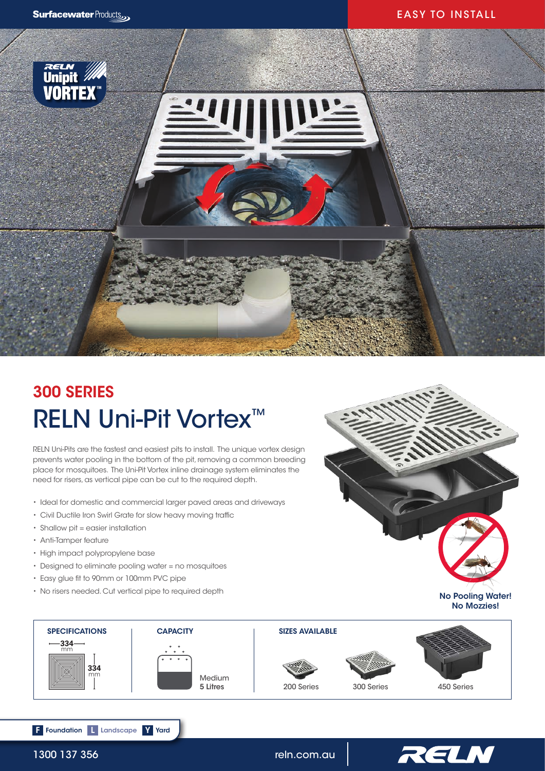Surfacewater Products

EASY TO INSTALL

RELN Unipit VORTEX™

## 300 SERIES

# RELN Uni-Pit Vortex™

RELN Uni-Pits are the fastest and easiest pits to install. The unique vortex design prevents water pooling in the bottom of the pit, removing a common breeding place for mosquitoes. The Uni-Pit Vortex inline drainage system eliminates the need for risers, as vertical pipe can be cut to the required depth.

- Ideal for domestic and commercial larger paved areas and driveways
- Civil Ductile Iron Swirl Grate for slow heavy moving traffic
- Shallow pit = easier installation
- Anti-Tamper feature
- High impact polypropylene base
- Designed to eliminate pooling water = no mosquitoes
- Easy glue fit to 90mm or 100mm PVC pipe
- No risers needed. Cut vertical pipe to required depth

**No Pooling Water! No Mozzies!**

**SPECIFICATIONS**

334 mm × 334 mm

**CAPACITY**

Medium
**5 Litres**

**SIZES AVAILABLE**

200 Series | 300 Series | 450 Series

**F** Foundation **L** Landscape **Y** Yard

1300 137 356

reln.com.au

RELN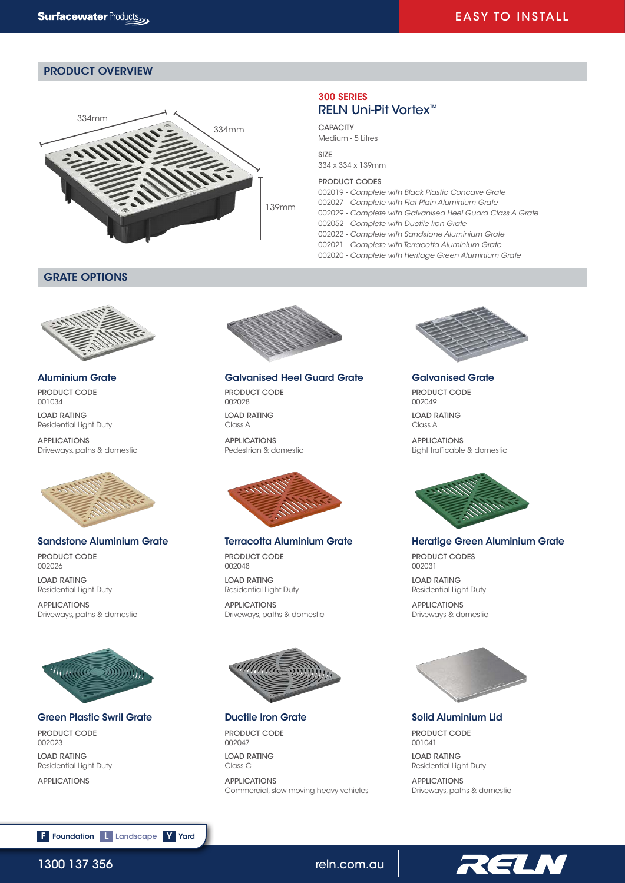## PRODUCT OVERVIEW

334mm

334mm

139mm

### 300 SERIES

### RELN Uni-Pit Vortex™

CAPACITY
Medium - 5 Litres

SIZE
334 x 334 x 139mm

PRODUCT CODES
002019 - *Complete with Black Plastic Concave Grate*
002027 - *Complete with Flat Plain Aluminium Grate*
002029 - *Complete with Galvanised Heel Guard Class A Grate*
002052 - *Complete with Ductile Iron Grate*
002022 - *Complete with Sandstone Aluminium Grate*
002021 - *Complete with Terracotta Aluminium Grate*
002020 - *Complete with Heritage Green Aluminium Grate*

## GRATE OPTIONS

### Aluminium Grate

PRODUCT CODE
001034

LOAD RATING
Residential Light Duty

APPLICATIONS
Driveways, paths & domestic

### Galvanised Heel Guard Grate

PRODUCT CODE
002028

LOAD RATING
Class A

APPLICATIONS
Pedestrian & domestic

### Galvanised Grate

PRODUCT CODE
002049

LOAD RATING
Class A

APPLICATIONS
Light trafficable & domestic

### Sandstone Aluminium Grate

PRODUCT CODE
002026

LOAD RATING
Residential Light Duty

APPLICATIONS
Driveways, paths & domestic

### Terracotta Aluminium Grate

PRODUCT CODE
002048

LOAD RATING
Residential Light Duty

APPLICATIONS
Driveways, paths & domestic

### Heratige Green Aluminium Grate

PRODUCT CODES
002031

LOAD RATING
Residential Light Duty

APPLICATIONS
Driveways & domestic

### Green Plastic Swril Grate

PRODUCT CODE
002023

LOAD RATING
Residential Light Duty

APPLICATIONS
-

### Ductile Iron Grate

PRODUCT CODE
002047

LOAD RATING
Class C

APPLICATIONS
Commercial, slow moving heavy vehicles

### Solid Aluminium Lid

PRODUCT CODE
001041

LOAD RATING
Residential Light Duty

APPLICATIONS
Driveways, paths & domestic

F Foundation L Landscape Y Yard